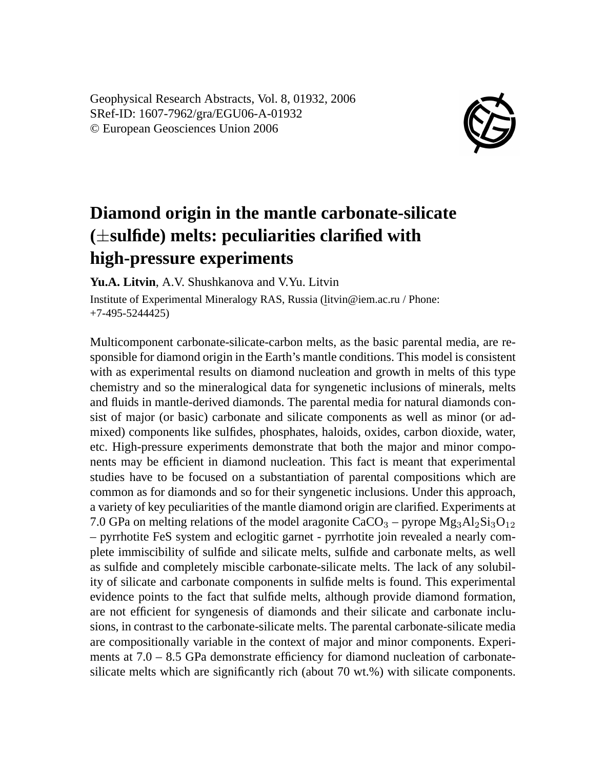Geophysical Research Abstracts, Vol. 8, 01932, 2006
SRef-ID: 1607-7962/gra/EGU06-A-01932
© European Geosciences Union 2006

# Diamond origin in the mantle carbonate-silicate (±sulfide) melts: peculiarities clarified with high-pressure experiments

**Yu.A. Litvin**, A.V. Shushkanova and V.Yu. Litvin

Institute of Experimental Mineralogy RAS, Russia (litvin@iem.ac.ru / Phone: +7-495-5244425)

Multicomponent carbonate-silicate-carbon melts, as the basic parental media, are responsible for diamond origin in the Earth's mantle conditions. This model is consistent with as experimental results on diamond nucleation and growth in melts of this type chemistry and so the mineralogical data for syngenetic inclusions of minerals, melts and fluids in mantle-derived diamonds. The parental media for natural diamonds consist of major (or basic) carbonate and silicate components as well as minor (or admixed) components like sulfides, phosphates, haloids, oxides, carbon dioxide, water, etc. High-pressure experiments demonstrate that both the major and minor components may be efficient in diamond nucleation. This fact is meant that experimental studies have to be focused on a substantiation of parental compositions which are common as for diamonds and so for their syngenetic inclusions. Under this approach, a variety of key peculiarities of the mantle diamond origin are clarified. Experiments at 7.0 GPa on melting relations of the model aragonite $CaCO_3$ – pyrope $Mg_3Al_2Si_3O_{12}$ – pyrrhotite FeS system and eclogitic garnet - pyrrhotite join revealed a nearly complete immiscibility of sulfide and silicate melts, sulfide and carbonate melts, as well as sulfide and completely miscible carbonate-silicate melts. The lack of any solubility of silicate and carbonate components in sulfide melts is found. This experimental evidence points to the fact that sulfide melts, although provide diamond formation, are not efficient for syngenesis of diamonds and their silicate and carbonate inclusions, in contrast to the carbonate-silicate melts. The parental carbonate-silicate media are compositionally variable in the context of major and minor components. Experiments at 7.0 – 8.5 GPa demonstrate efficiency for diamond nucleation of carbonate-silicate melts which are significantly rich (about 70 wt.%) with silicate components.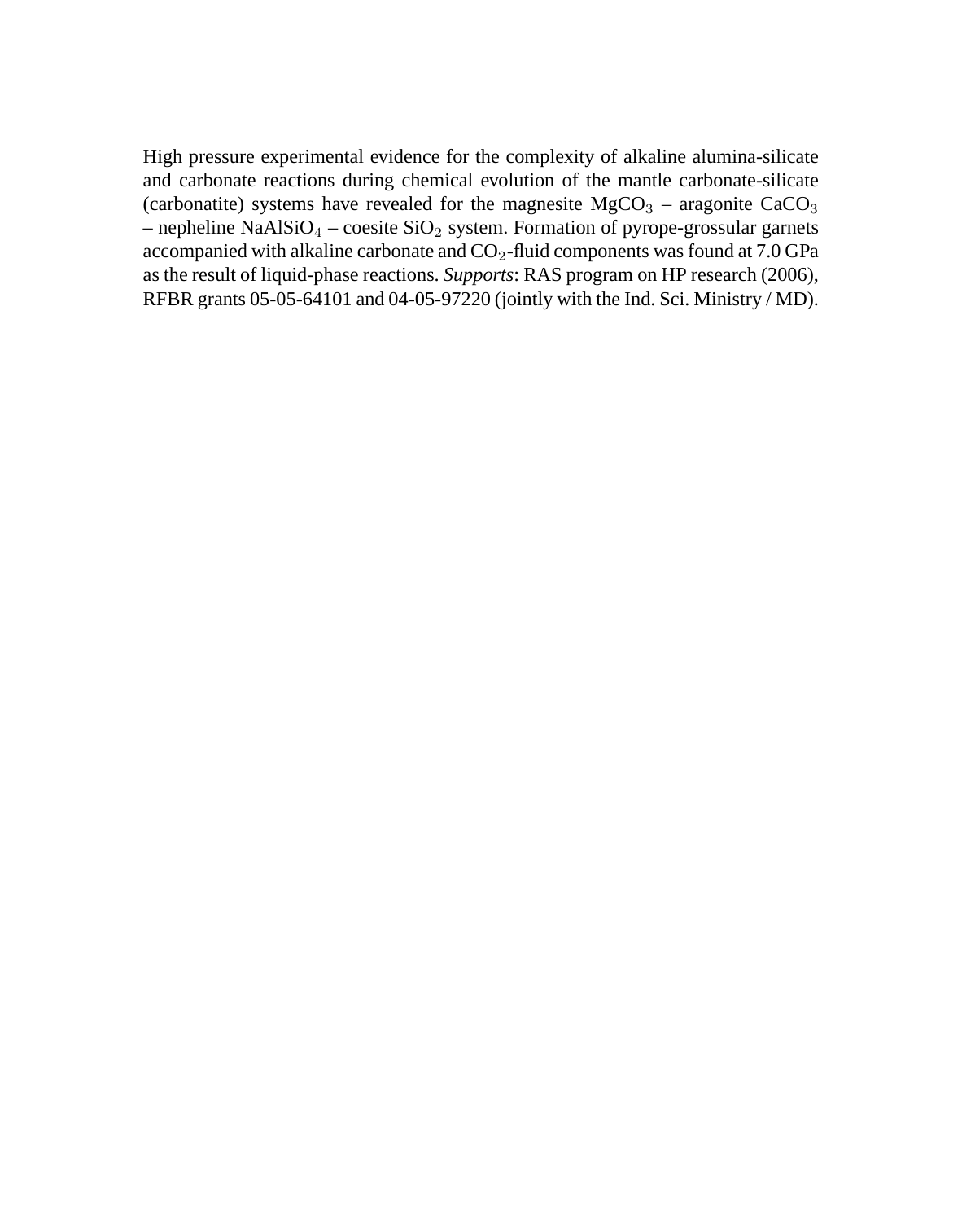High pressure experimental evidence for the complexity of alkaline alumina-silicate and carbonate reactions during chemical evolution of the mantle carbonate-silicate (carbonatite) systems have revealed for the magnesite $MgCO_3$ – aragonite $CaCO_3$ – nepheline $NaAlSiO_4$ – coesite $SiO_2$ system. Formation of pyrope-grossular garnets accompanied with alkaline carbonate and $CO_2$-fluid components was found at 7.0 GPa as the result of liquid-phase reactions. *Supports*: RAS program on HP research (2006), RFBR grants 05-05-64101 and 04-05-97220 (jointly with the Ind. Sci. Ministry / MD).